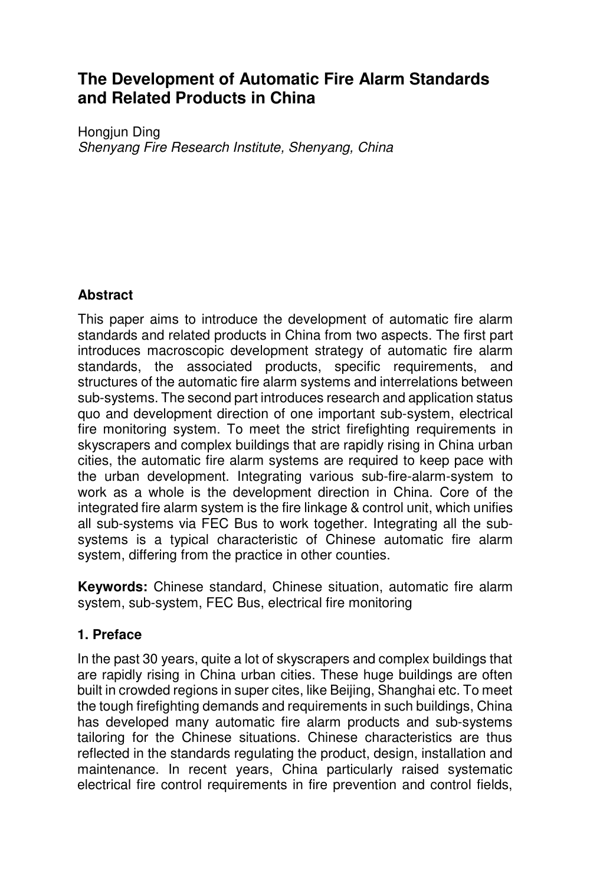# The Development of Automatic Fire Alarm Standards and Related Products in China

Hongjun Ding
*Shenyang Fire Research Institute, Shenyang, China*

## Abstract

This paper aims to introduce the development of automatic fire alarm standards and related products in China from two aspects. The first part introduces macroscopic development strategy of automatic fire alarm standards, the associated products, specific requirements, and structures of the automatic fire alarm systems and interrelations between sub-systems. The second part introduces research and application status quo and development direction of one important sub-system, electrical fire monitoring system. To meet the strict firefighting requirements in skyscrapers and complex buildings that are rapidly rising in China urban cities, the automatic fire alarm systems are required to keep pace with the urban development. Integrating various sub-fire-alarm-system to work as a whole is the development direction in China. Core of the integrated fire alarm system is the fire linkage & control unit, which unifies all sub-systems via FEC Bus to work together. Integrating all the sub-systems is a typical characteristic of Chinese automatic fire alarm system, differing from the practice in other counties.

**Keywords:** Chinese standard, Chinese situation, automatic fire alarm system, sub-system, FEC Bus, electrical fire monitoring

## 1. Preface

In the past 30 years, quite a lot of skyscrapers and complex buildings that are rapidly rising in China urban cities. These huge buildings are often built in crowded regions in super cites, like Beijing, Shanghai etc. To meet the tough firefighting demands and requirements in such buildings, China has developed many automatic fire alarm products and sub-systems tailoring for the Chinese situations. Chinese characteristics are thus reflected in the standards regulating the product, design, installation and maintenance. In recent years, China particularly raised systematic electrical fire control requirements in fire prevention and control fields,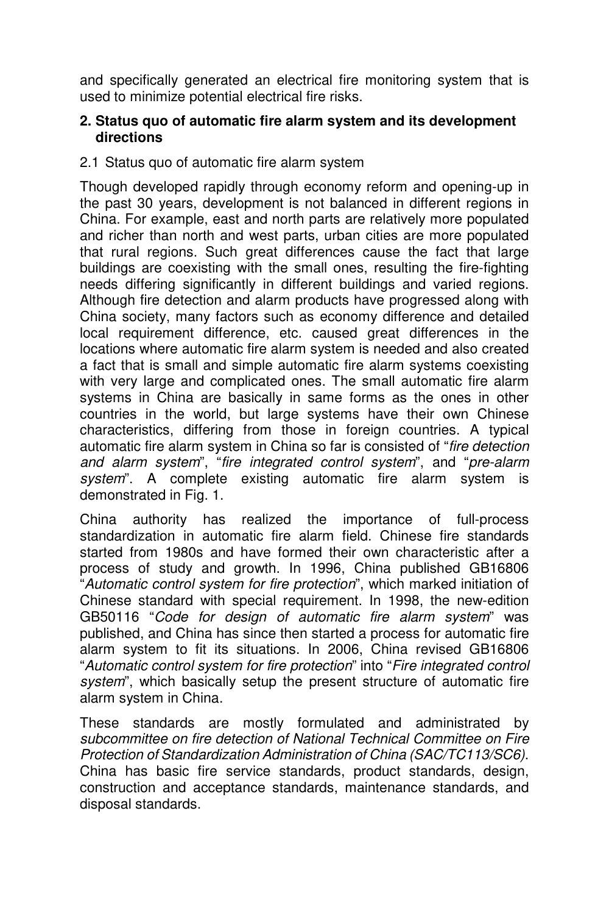and specifically generated an electrical fire monitoring system that is used to minimize potential electrical fire risks.

## 2. Status quo of automatic fire alarm system and its development directions

### 2.1 Status quo of automatic fire alarm system

Though developed rapidly through economy reform and opening-up in the past 30 years, development is not balanced in different regions in China. For example, east and north parts are relatively more populated and richer than north and west parts, urban cities are more populated that rural regions. Such great differences cause the fact that large buildings are coexisting with the small ones, resulting the fire-fighting needs differing significantly in different buildings and varied regions. Although fire detection and alarm products have progressed along with China society, many factors such as economy difference and detailed local requirement difference, etc. caused great differences in the locations where automatic fire alarm system is needed and also created a fact that is small and simple automatic fire alarm systems coexisting with very large and complicated ones. The small automatic fire alarm systems in China are basically in same forms as the ones in other countries in the world, but large systems have their own Chinese characteristics, differing from those in foreign countries. A typical automatic fire alarm system in China so far is consisted of "*fire detection and alarm system*", "*fire integrated control system*", and "*pre-alarm system*". A complete existing automatic fire alarm system is demonstrated in Fig. 1.

China authority has realized the importance of full-process standardization in automatic fire alarm field. Chinese fire standards started from 1980s and have formed their own characteristic after a process of study and growth. In 1996, China published GB16806 "*Automatic control system for fire protection*", which marked initiation of Chinese standard with special requirement. In 1998, the new-edition GB50116 "*Code for design of automatic fire alarm system*" was published, and China has since then started a process for automatic fire alarm system to fit its situations. In 2006, China revised GB16806 "*Automatic control system for fire protection*" into "*Fire integrated control system*", which basically setup the present structure of automatic fire alarm system in China.

These standards are mostly formulated and administrated by *subcommittee on fire detection of National Technical Committee on Fire Protection of Standardization Administration of China (SAC/TC113/SC6)*. China has basic fire service standards, product standards, design, construction and acceptance standards, maintenance standards, and disposal standards.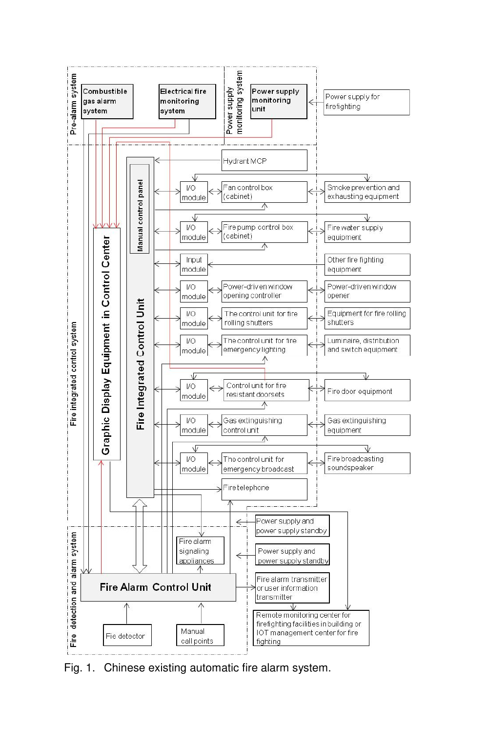Fig. 1. Chinese existing automatic fire alarm system.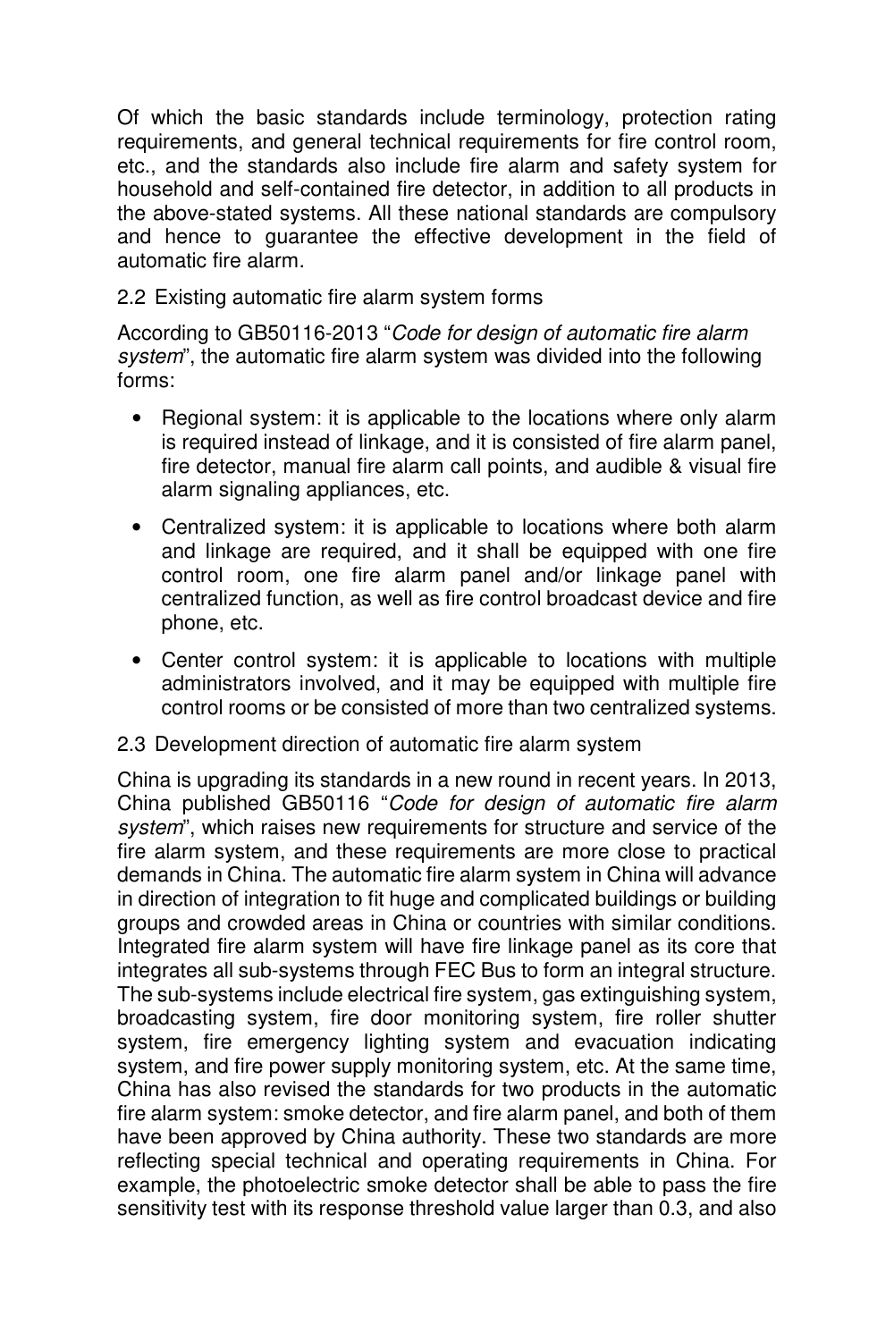Of which the basic standards include terminology, protection rating requirements, and general technical requirements for fire control room, etc., and the standards also include fire alarm and safety system for household and self-contained fire detector, in addition to all products in the above-stated systems. All these national standards are compulsory and hence to guarantee the effective development in the field of automatic fire alarm.

## 2.2 Existing automatic fire alarm system forms

According to GB50116-2013 "*Code for design of automatic fire alarm system*", the automatic fire alarm system was divided into the following forms:

- Regional system: it is applicable to the locations where only alarm is required instead of linkage, and it is consisted of fire alarm panel, fire detector, manual fire alarm call points, and audible & visual fire alarm signaling appliances, etc.
- Centralized system: it is applicable to locations where both alarm and linkage are required, and it shall be equipped with one fire control room, one fire alarm panel and/or linkage panel with centralized function, as well as fire control broadcast device and fire phone, etc.
- Center control system: it is applicable to locations with multiple administrators involved, and it may be equipped with multiple fire control rooms or be consisted of more than two centralized systems.

## 2.3 Development direction of automatic fire alarm system

China is upgrading its standards in a new round in recent years. In 2013, China published GB50116 "*Code for design of automatic fire alarm system*", which raises new requirements for structure and service of the fire alarm system, and these requirements are more close to practical demands in China. The automatic fire alarm system in China will advance in direction of integration to fit huge and complicated buildings or building groups and crowded areas in China or countries with similar conditions. Integrated fire alarm system will have fire linkage panel as its core that integrates all sub-systems through FEC Bus to form an integral structure. The sub-systems include electrical fire system, gas extinguishing system, broadcasting system, fire door monitoring system, fire roller shutter system, fire emergency lighting system and evacuation indicating system, and fire power supply monitoring system, etc. At the same time, China has also revised the standards for two products in the automatic fire alarm system: smoke detector, and fire alarm panel, and both of them have been approved by China authority. These two standards are more reflecting special technical and operating requirements in China. For example, the photoelectric smoke detector shall be able to pass the fire sensitivity test with its response threshold value larger than 0.3, and also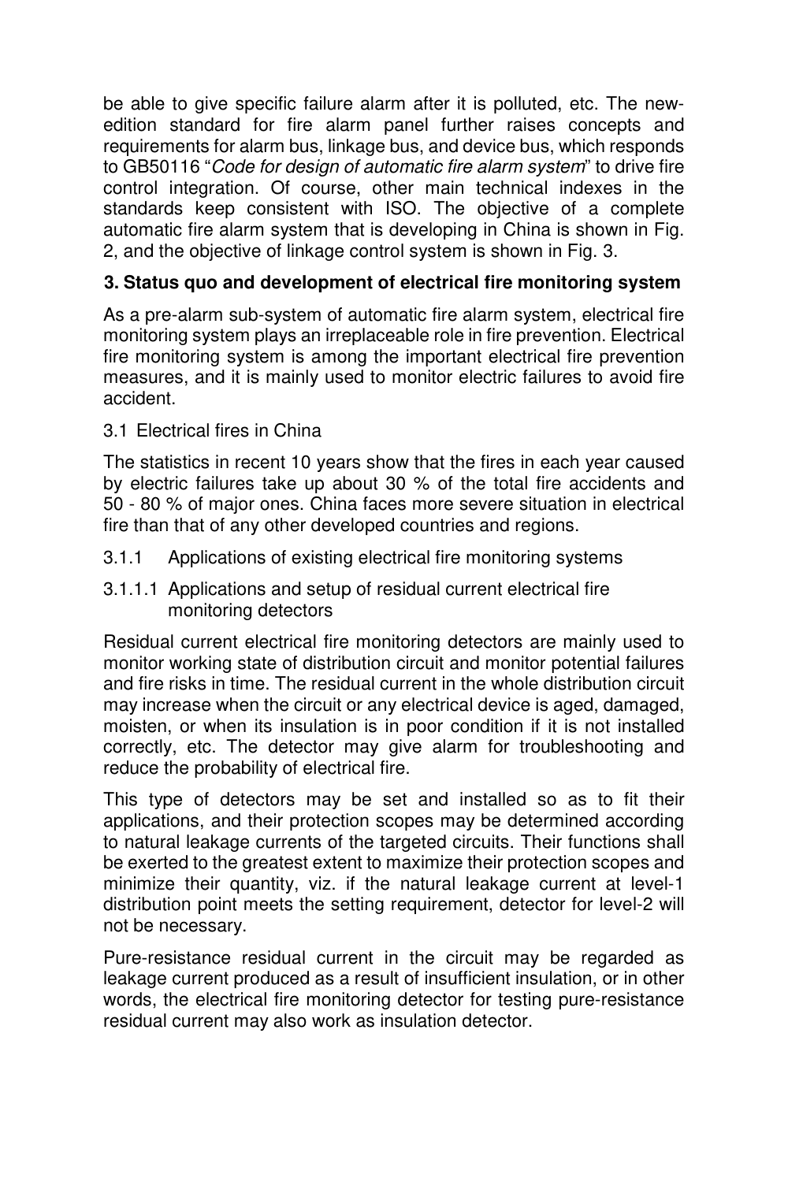be able to give specific failure alarm after it is polluted, etc. The new-edition standard for fire alarm panel further raises concepts and requirements for alarm bus, linkage bus, and device bus, which responds to GB50116 "*Code for design of automatic fire alarm system*" to drive fire control integration. Of course, other main technical indexes in the standards keep consistent with ISO. The objective of a complete automatic fire alarm system that is developing in China is shown in Fig. 2, and the objective of linkage control system is shown in Fig. 3.

## 3. Status quo and development of electrical fire monitoring system

As a pre-alarm sub-system of automatic fire alarm system, electrical fire monitoring system plays an irreplaceable role in fire prevention. Electrical fire monitoring system is among the important electrical fire prevention measures, and it is mainly used to monitor electric failures to avoid fire accident.

### 3.1 Electrical fires in China

The statistics in recent 10 years show that the fires in each year caused by electric failures take up about 30 % of the total fire accidents and 50 - 80 % of major ones. China faces more severe situation in electrical fire than that of any other developed countries and regions.

#### 3.1.1 Applications of existing electrical fire monitoring systems

##### 3.1.1.1 Applications and setup of residual current electrical fire monitoring detectors

Residual current electrical fire monitoring detectors are mainly used to monitor working state of distribution circuit and monitor potential failures and fire risks in time. The residual current in the whole distribution circuit may increase when the circuit or any electrical device is aged, damaged, moisten, or when its insulation is in poor condition if it is not installed correctly, etc. The detector may give alarm for troubleshooting and reduce the probability of electrical fire.

This type of detectors may be set and installed so as to fit their applications, and their protection scopes may be determined according to natural leakage currents of the targeted circuits. Their functions shall be exerted to the greatest extent to maximize their protection scopes and minimize their quantity, viz. if the natural leakage current at level-1 distribution point meets the setting requirement, detector for level-2 will not be necessary.

Pure-resistance residual current in the circuit may be regarded as leakage current produced as a result of insufficient insulation, or in other words, the electrical fire monitoring detector for testing pure-resistance residual current may also work as insulation detector.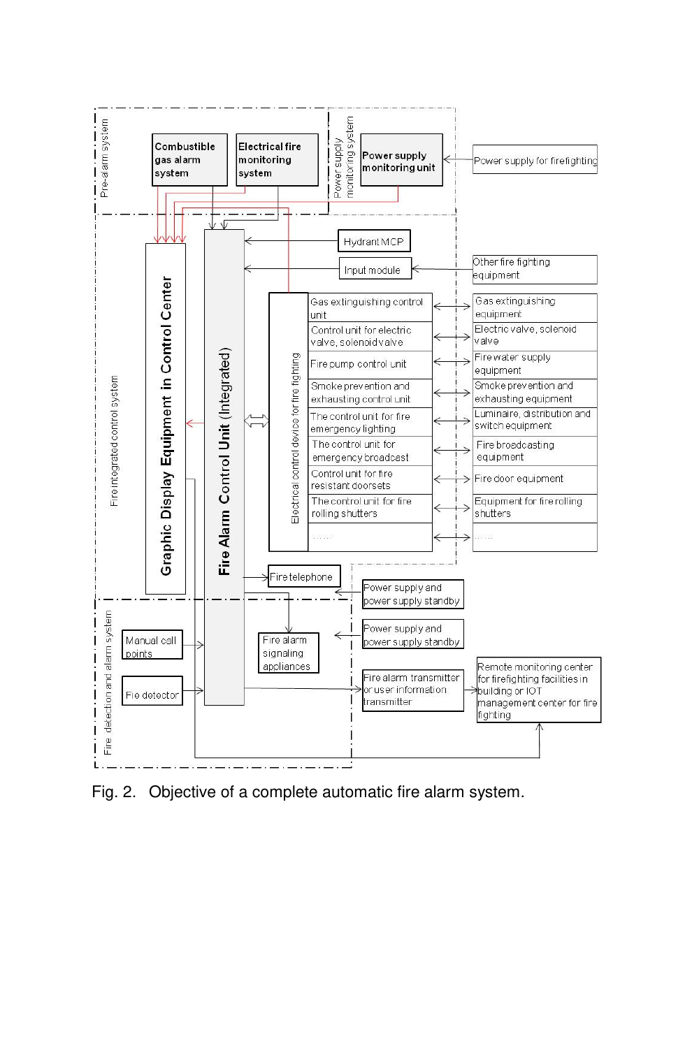Fig. 2. Objective of a complete automatic fire alarm system.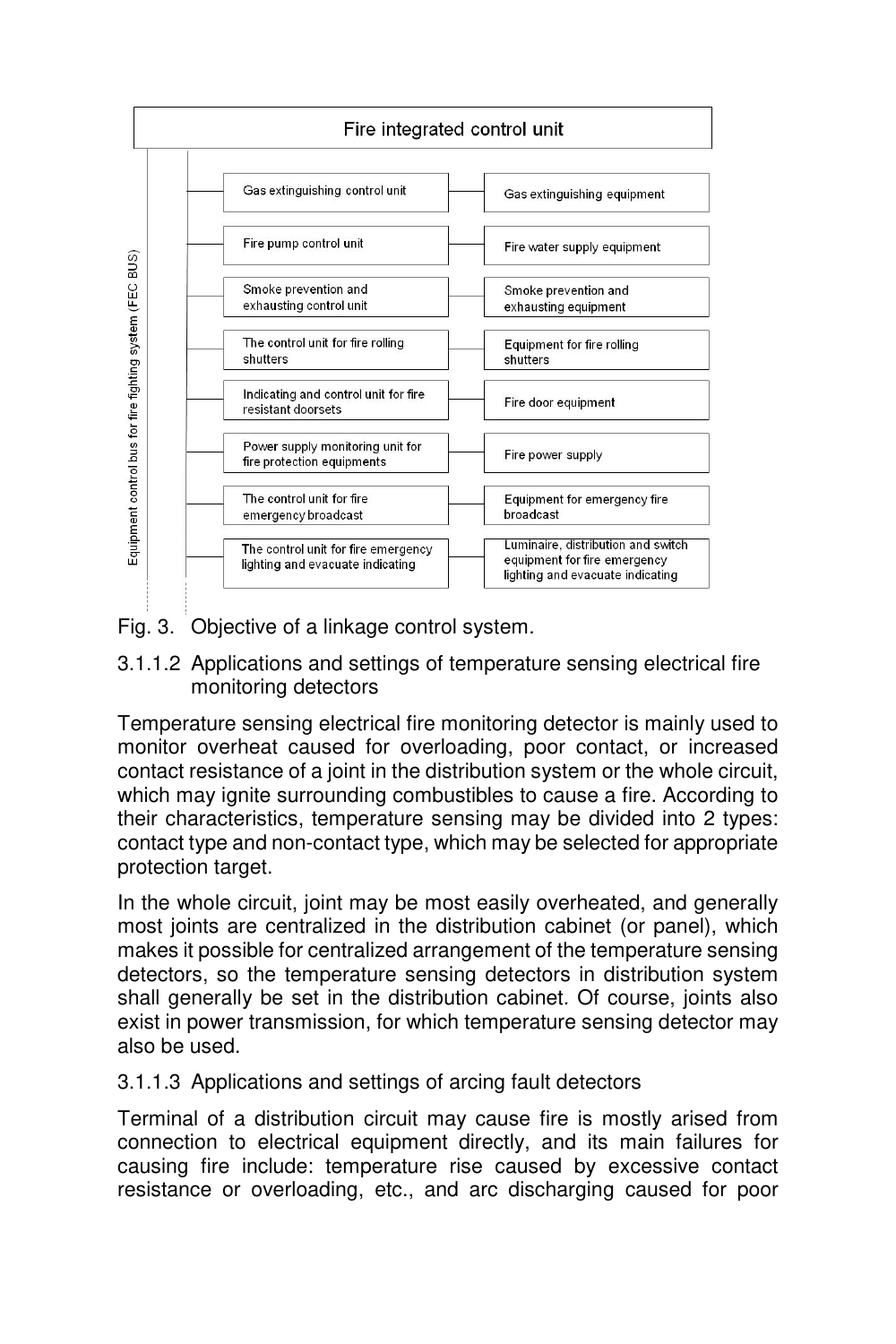**Fire integrated control unit**

Equipment control bus for fire fighting system (FEC BUS)

| Control unit | Equipment |
| --- | --- |
| Gas extinguishing control unit | Gas extinguishing equipment |
| Fire pump control unit | Fire water supply equipment |
| Smoke prevention and exhausting control unit | Smoke prevention and exhausting equipment |
| The control unit for fire rolling shutters | Equipment for fire rolling shutters |
| Indicating and control unit for fire resistant doorsets | Fire door equipment |
| Power supply monitoring unit for fire protection equipments | Fire power supply |
| The control unit for fire emergency broadcast | Equipment for emergency fire broadcast |
| The control unit for fire emergency lighting and evacuate indicating | Luminaire, distribution and switch equipment for fire emergency lighting and evacuate indicating |

Fig. 3. Objective of a linkage control system.

#### 3.1.1.2 Applications and settings of temperature sensing electrical fire monitoring detectors

Temperature sensing electrical fire monitoring detector is mainly used to monitor overheat caused for overloading, poor contact, or increased contact resistance of a joint in the distribution system or the whole circuit, which may ignite surrounding combustibles to cause a fire. According to their characteristics, temperature sensing may be divided into 2 types: contact type and non-contact type, which may be selected for appropriate protection target.

In the whole circuit, joint may be most easily overheated, and generally most joints are centralized in the distribution cabinet (or panel), which makes it possible for centralized arrangement of the temperature sensing detectors, so the temperature sensing detectors in distribution system shall generally be set in the distribution cabinet. Of course, joints also exist in power transmission, for which temperature sensing detector may also be used.

#### 3.1.1.3 Applications and settings of arcing fault detectors

Terminal of a distribution circuit may cause fire is mostly arised from connection to electrical equipment directly, and its main failures for causing fire include: temperature rise caused by excessive contact resistance or overloading, etc., and arc discharging caused for poor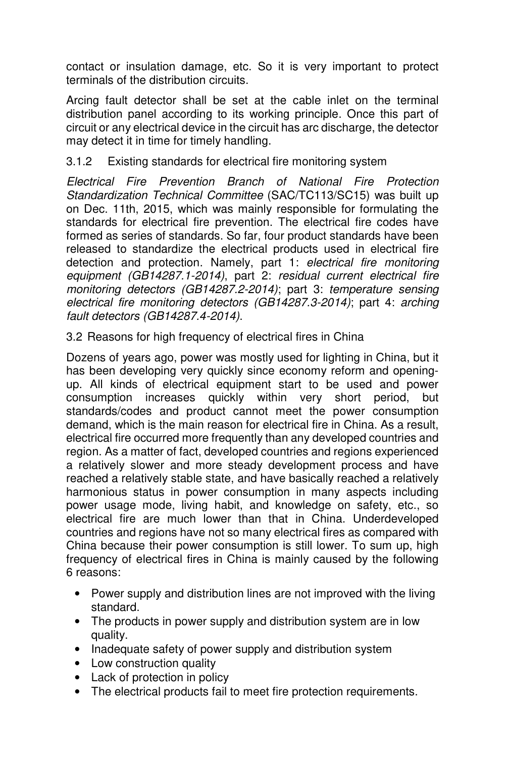contact or insulation damage, etc. So it is very important to protect terminals of the distribution circuits.

Arcing fault detector shall be set at the cable inlet on the terminal distribution panel according to its working principle. Once this part of circuit or any electrical device in the circuit has arc discharge, the detector may detect it in time for timely handling.

### 3.1.2 Existing standards for electrical fire monitoring system

*Electrical Fire Prevention Branch of National Fire Protection Standardization Technical Committee* (SAC/TC113/SC15) was built up on Dec. 11th, 2015, which was mainly responsible for formulating the standards for electrical fire prevention. The electrical fire codes have formed as series of standards. So far, four product standards have been released to standardize the electrical products used in electrical fire detection and protection. Namely, part 1: *electrical fire monitoring equipment (GB14287.1-2014)*, part 2: *residual current electrical fire monitoring detectors (GB14287.2-2014)*; part 3: *temperature sensing electrical fire monitoring detectors (GB14287.3-2014)*; part 4: *arching fault detectors (GB14287.4-2014)*.

## 3.2 Reasons for high frequency of electrical fires in China

Dozens of years ago, power was mostly used for lighting in China, but it has been developing very quickly since economy reform and opening-up. All kinds of electrical equipment start to be used and power consumption increases quickly within very short period, but standards/codes and product cannot meet the power consumption demand, which is the main reason for electrical fire in China. As a result, electrical fire occurred more frequently than any developed countries and region. As a matter of fact, developed countries and regions experienced a relatively slower and more steady development process and have reached a relatively stable state, and have basically reached a relatively harmonious status in power consumption in many aspects including power usage mode, living habit, and knowledge on safety, etc., so electrical fire are much lower than that in China. Underdeveloped countries and regions have not so many electrical fires as compared with China because their power consumption is still lower. To sum up, high frequency of electrical fires in China is mainly caused by the following 6 reasons:

- Power supply and distribution lines are not improved with the living standard.
- The products in power supply and distribution system are in low quality.
- Inadequate safety of power supply and distribution system
- Low construction quality
- Lack of protection in policy
- The electrical products fail to meet fire protection requirements.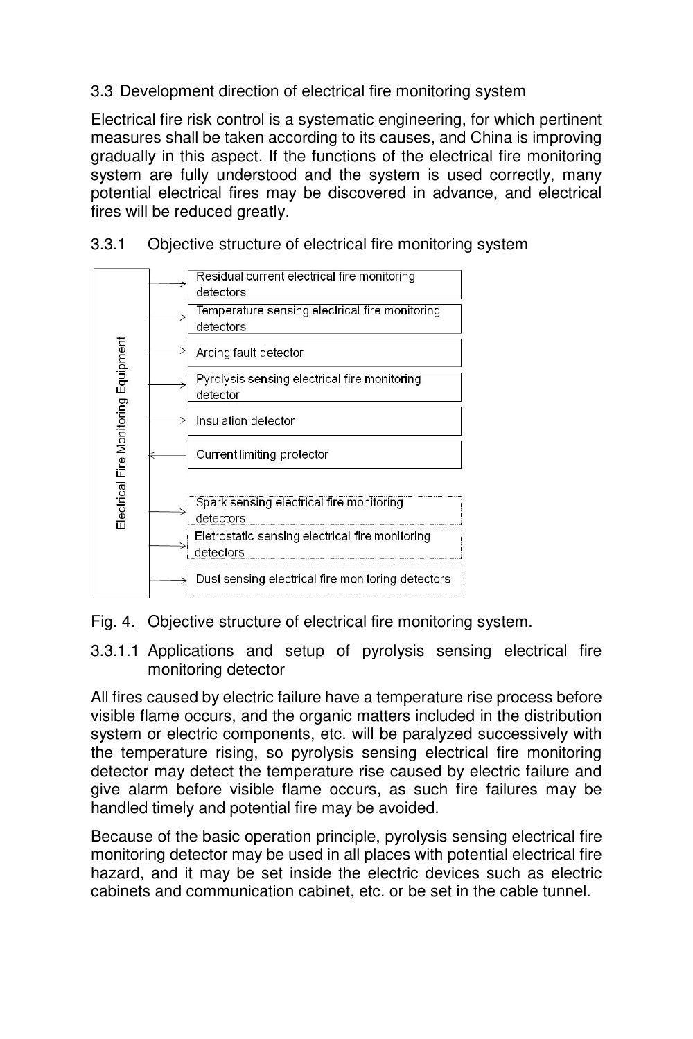### 3.3 Development direction of electrical fire monitoring system

Electrical fire risk control is a systematic engineering, for which pertinent measures shall be taken according to its causes, and China is improving gradually in this aspect. If the functions of the electrical fire monitoring system are fully understood and the system is used correctly, many potential electrical fires may be discovered in advance, and electrical fires will be reduced greatly.

#### 3.3.1 Objective structure of electrical fire monitoring system

Electrical Fire Monitoring Equipment

- Residual current electrical fire monitoring detectors
- Temperature sensing electrical fire monitoring detectors
- Arcing fault detector
- Pyrolysis sensing electrical fire monitoring detector
- Insulation detector
- Current limiting protector
- Spark sensing electrical fire monitoring detectors
- Eletrostatic sensing electrical fire monitoring detectors
- Dust sensing electrical fire monitoring detectors

Fig. 4. Objective structure of electrical fire monitoring system.

##### 3.3.1.1 Applications and setup of pyrolysis sensing electrical fire monitoring detector

All fires caused by electric failure have a temperature rise process before visible flame occurs, and the organic matters included in the distribution system or electric components, etc. will be paralyzed successively with the temperature rising, so pyrolysis sensing electrical fire monitoring detector may detect the temperature rise caused by electric failure and give alarm before visible flame occurs, as such fire failures may be handled timely and potential fire may be avoided.

Because of the basic operation principle, pyrolysis sensing electrical fire monitoring detector may be used in all places with potential electrical fire hazard, and it may be set inside the electric devices such as electric cabinets and communication cabinet, etc. or be set in the cable tunnel.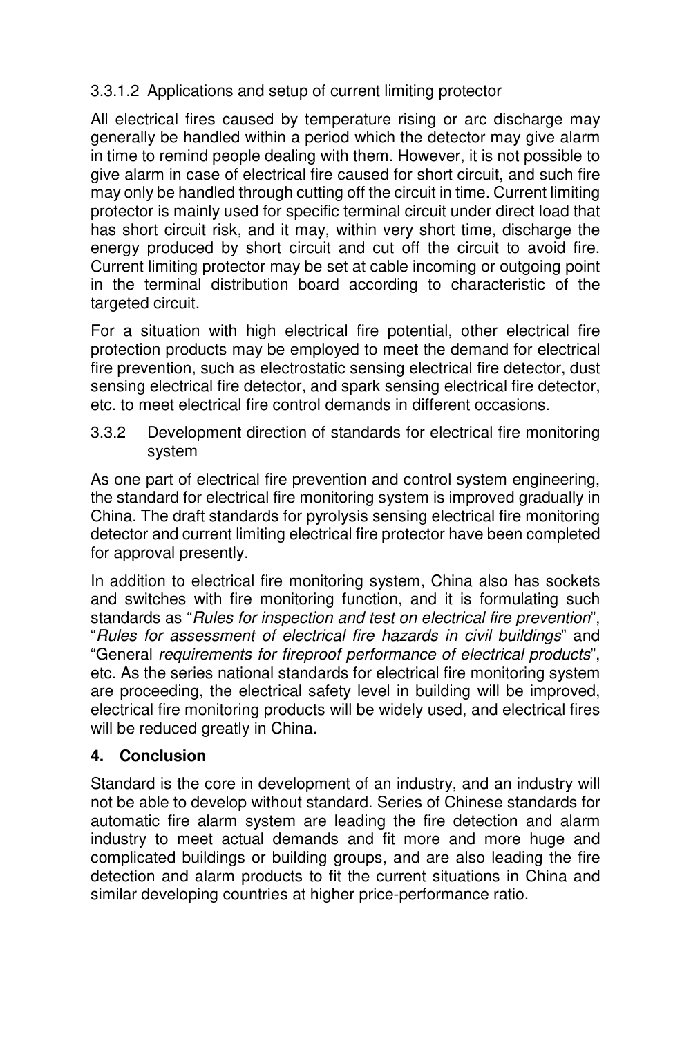#### 3.3.1.2 Applications and setup of current limiting protector

All electrical fires caused by temperature rising or arc discharge may generally be handled within a period which the detector may give alarm in time to remind people dealing with them. However, it is not possible to give alarm in case of electrical fire caused for short circuit, and such fire may only be handled through cutting off the circuit in time. Current limiting protector is mainly used for specific terminal circuit under direct load that has short circuit risk, and it may, within very short time, discharge the energy produced by short circuit and cut off the circuit to avoid fire. Current limiting protector may be set at cable incoming or outgoing point in the terminal distribution board according to characteristic of the targeted circuit.

For a situation with high electrical fire potential, other electrical fire protection products may be employed to meet the demand for electrical fire prevention, such as electrostatic sensing electrical fire detector, dust sensing electrical fire detector, and spark sensing electrical fire detector, etc. to meet electrical fire control demands in different occasions.

### 3.3.2 Development direction of standards for electrical fire monitoring system

As one part of electrical fire prevention and control system engineering, the standard for electrical fire monitoring system is improved gradually in China. The draft standards for pyrolysis sensing electrical fire monitoring detector and current limiting electrical fire protector have been completed for approval presently.

In addition to electrical fire monitoring system, China also has sockets and switches with fire monitoring function, and it is formulating such standards as "*Rules for inspection and test on electrical fire prevention*", "*Rules for assessment of electrical fire hazards in civil buildings*" and "General *requirements for fireproof performance of electrical products*", etc. As the series national standards for electrical fire monitoring system are proceeding, the electrical safety level in building will be improved, electrical fire monitoring products will be widely used, and electrical fires will be reduced greatly in China.

## 4. Conclusion

Standard is the core in development of an industry, and an industry will not be able to develop without standard. Series of Chinese standards for automatic fire alarm system are leading the fire detection and alarm industry to meet actual demands and fit more and more huge and complicated buildings or building groups, and are also leading the fire detection and alarm products to fit the current situations in China and similar developing countries at higher price-performance ratio.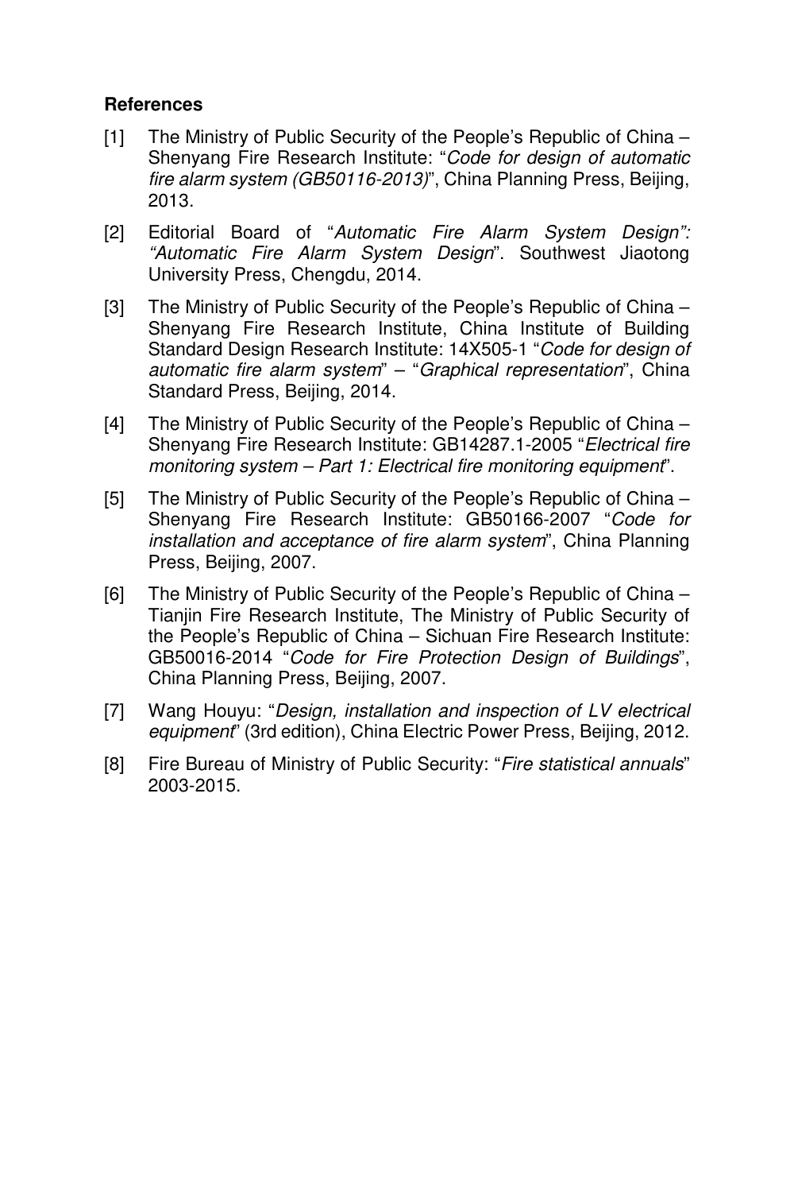**References**

[1] The Ministry of Public Security of the People's Republic of China – Shenyang Fire Research Institute: "*Code for design of automatic fire alarm system (GB50116-2013)*", China Planning Press, Beijing, 2013.

[2] Editorial Board of "*Automatic Fire Alarm System Design": "Automatic Fire Alarm System Design*". Southwest Jiaotong University Press, Chengdu, 2014.

[3] The Ministry of Public Security of the People's Republic of China – Shenyang Fire Research Institute, China Institute of Building Standard Design Research Institute: 14X505-1 "*Code for design of automatic fire alarm system*" – "*Graphical representation*", China Standard Press, Beijing, 2014.

[4] The Ministry of Public Security of the People's Republic of China – Shenyang Fire Research Institute: GB14287.1-2005 "*Electrical fire monitoring system – Part 1: Electrical fire monitoring equipment*".

[5] The Ministry of Public Security of the People's Republic of China – Shenyang Fire Research Institute: GB50166-2007 "*Code for installation and acceptance of fire alarm system*", China Planning Press, Beijing, 2007.

[6] The Ministry of Public Security of the People's Republic of China – Tianjin Fire Research Institute, The Ministry of Public Security of the People's Republic of China – Sichuan Fire Research Institute: GB50016-2014 "*Code for Fire Protection Design of Buildings*", China Planning Press, Beijing, 2007.

[7] Wang Houyu: "*Design, installation and inspection of LV electrical equipment*" (3rd edition), China Electric Power Press, Beijing, 2012.

[8] Fire Bureau of Ministry of Public Security: "*Fire statistical annuals*" 2003-2015.